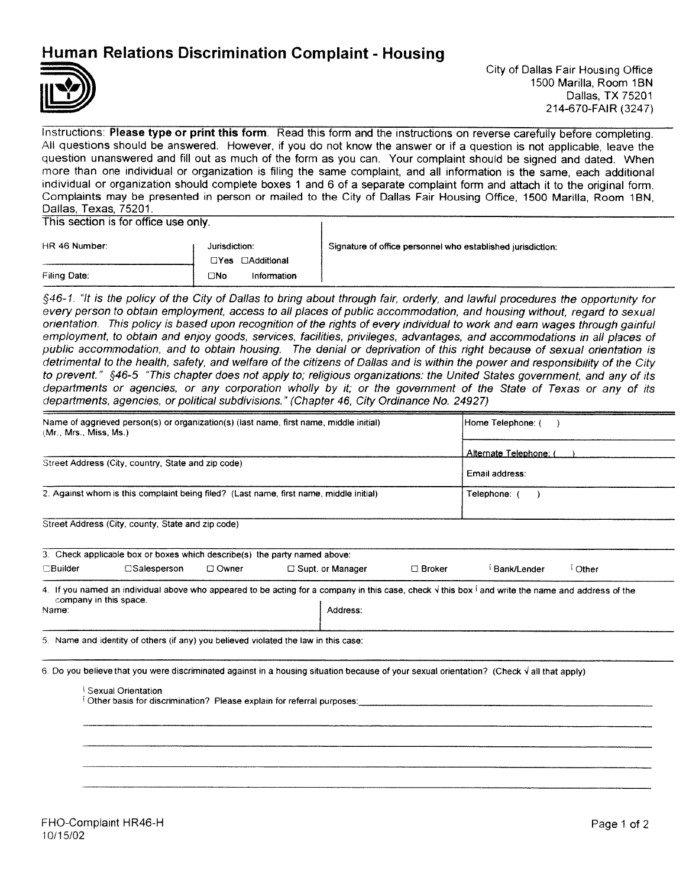# Human Relations Discrimination Complaint - Housing

City of Dallas Fair Housing Office
1500 Marilla, Room 1BN
Dallas, TX 75201
214-670-FAIR (3247)

Instructions: **Please type or print this form**. Read this form and the instructions on reverse carefully before completing. All questions should be answered. However, if you do not know the answer or if a question is not applicable, leave the question unanswered and fill out as much of the form as you can. Your complaint should be signed and dated. When more than one individual or organization is filing the same complaint, and all information is the same, each additional individual or organization should complete boxes 1 and 6 of a separate complaint form and attach it to the original form. Complaints may be presented in person or mailed to the City of Dallas Fair Housing Office, 1500 Marilla, Room 1BN, Dallas, Texas, 75201.

This section is for office use only.

| HR 46 Number: | Jurisdiction: ☐Yes ☐Additional | Signature of office personnel who established jurisdiction: |
|---|---|---|
| Filing Date: | ☐No Information | |

*§46-1. "It is the policy of the City of Dallas to bring about through fair, orderly, and lawful procedures the opportunity for every person to obtain employment, access to all places of public accommodation, and housing without, regard to sexual orientation. This policy is based upon recognition of the rights of every individual to work and earn wages through gainful employment, to obtain and enjoy goods, services, facilities, privileges, advantages, and accommodations in all places of public accommodation, and to obtain housing. The denial or deprivation of this right because of sexual orientation is detrimental to the health, safety, and welfare of the citizens of Dallas and is within the power and responsibility of the City to prevent." §46-5 "This chapter does not apply to; religious organizations: the United States government, and any of its departments or agencies, or any corporation wholly by it; or the government of the State of Texas or any of its departments, agencies, or political subdivisions." (Chapter 46, City Ordinance No. 24927)*

| Name of aggrieved person(s) or organization(s) (last name, first name, middle initial) (Mr., Mrs., Miss, Ms.) | Home Telephone: ( ) |
|---|---|
| | Alternate Telephone: ( ) |
| Street Address (City, country, State and zip code) | Email address: |
| 2. Against whom is this complaint being filed? (Last name, first name, middle initial) | Telephone: ( ) |
| Street Address (City, county, State and zip code) | |

3. Check applicable box or boxes which describe(s) the party named above:

☐Builder ☐Salesperson ☐ Owner ☐ Supt. or Manager ☐ Broker ☐ Bank/Lender ☐ Other

4. If you named an individual above who appeared to be acting for a company in this case, check √ this box ☐ and write the name and address of the company in this space.

| Name: | Address: |
|---|---|

5. Name and identity of others (if any) you believed violated the law in this case:

6. Do you believe that you were discriminated against in a housing situation because of your sexual orientation? (Check √ all that apply)

☐ Sexual Orientation
☐ Other basis for discrimination? Please explain for referral purposes:\_\_\_\_\_\_\_\_\_\_\_\_\_\_\_\_\_\_\_\_\_\_\_\_\_\_\_\_\_\_\_\_\_\_\_\_\_\_\_\_

FHO-Complaint HR46-H
10/15/02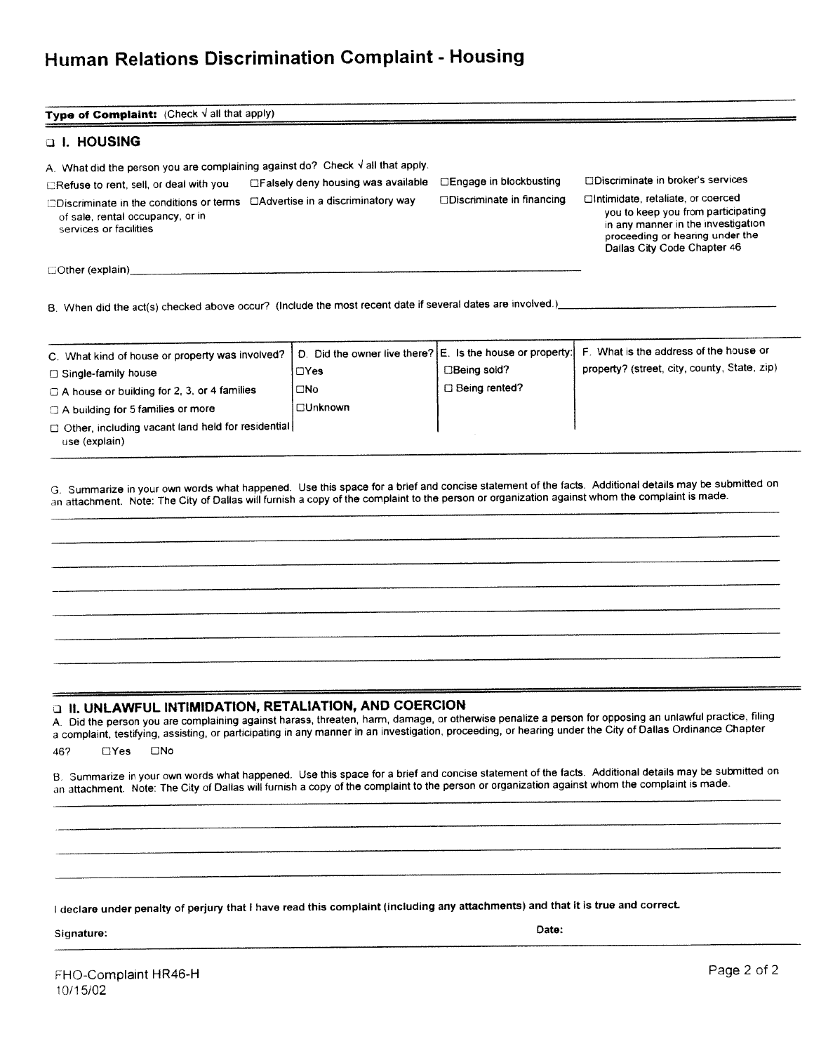# Human Relations Discrimination Complaint - Housing

**Type of Complaint:** (Check √ all that apply)

## ❑ I. HOUSING

A. What did the person you are complaining against do? Check √ all that apply.

- ☐ Refuse to rent, sell, or deal with you
- ☐ Falsely deny housing was available
- ☐ Engage in blockbusting
- ☐ Discriminate in broker's services
- ☐ Discriminate in the conditions or terms of sale, rental occupancy, or in services or facilities
- ☐ Advertise in a discriminatory way
- ☐ Discriminate in financing
- ☐ Intimidate, retaliate, or coerced you to keep you from participating in any manner in the investigation proceeding or hearing under the Dallas City Code Chapter 46

☐ Other (explain)______________________________________________

B. When did the act(s) checked above occur? (Include the most recent date if several dates are involved.)______________________

| C. What kind of house or property was involved? | D. Did the owner live there? | E. Is the house or property: | F. What is the address of the house or property? (street, city, county, State, zip) |
|---|---|---|---|
| ☐ Single-family house | ☐ Yes | ☐ Being sold? | |
| ☐ A house or building for 2, 3, or 4 families | ☐ No | ☐ Being rented? | |
| ☐ A building for 5 families or more | ☐ Unknown | | |
| ☐ Other, including vacant land held for residential use (explain) | | | |

G. Summarize in your own words what happened. Use this space for a brief and concise statement of the facts. Additional details may be submitted on an attachment. Note: The City of Dallas will furnish a copy of the complaint to the person or organization against whom the complaint is made.

______________________________________________

______________________________________________

______________________________________________

______________________________________________

______________________________________________

______________________________________________

______________________________________________

## ❑ II. UNLAWFUL INTIMIDATION, RETALIATION, AND COERCION

A. Did the person you are complaining against harass, threaten, harm, damage, or otherwise penalize a person for opposing an unlawful practice, filing a complaint, testifying, assisting, or participating in any manner in an investigation, proceeding, or hearing under the City of Dallas Ordinance Chapter 46? ☐ Yes ☐ No

B. Summarize in your own words what happened. Use this space for a brief and concise statement of the facts. Additional details may be submitted on an attachment. Note: The City of Dallas will furnish a copy of the complaint to the person or organization against whom the complaint is made.

______________________________________________

______________________________________________

______________________________________________

______________________________________________

**I declare under penalty of perjury that I have read this complaint (including any attachments) and that it is true and correct.**

**Signature:** **Date:**

FHO-Complaint HR46-H
10/15/02